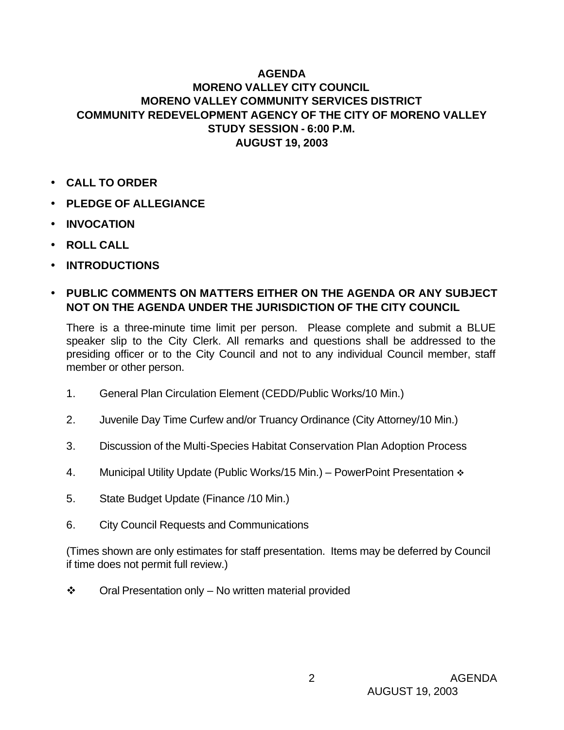# AGENDA
## MORENO VALLEY CITY COUNCIL
## MORENO VALLEY COMMUNITY SERVICES DISTRICT
## COMMUNITY REDEVELOPMENT AGENCY OF THE CITY OF MORENO VALLEY
## STUDY SESSION - 6:00 P.M.
## AUGUST 19, 2003

- **CALL TO ORDER**
- **PLEDGE OF ALLEGIANCE**
- **INVOCATION**
- **ROLL CALL**
- **INTRODUCTIONS**
- **PUBLIC COMMENTS ON MATTERS EITHER ON THE AGENDA OR ANY SUBJECT NOT ON THE AGENDA UNDER THE JURISDICTION OF THE CITY COUNCIL**

  There is a three-minute time limit per person. Please complete and submit a BLUE speaker slip to the City Clerk. All remarks and questions shall be addressed to the presiding officer or to the City Council and not to any individual Council member, staff member or other person.

1. General Plan Circulation Element (CEDD/Public Works/10 Min.)
2. Juvenile Day Time Curfew and/or Truancy Ordinance (City Attorney/10 Min.)
3. Discussion of the Multi-Species Habitat Conservation Plan Adoption Process
4. Municipal Utility Update (Public Works/15 Min.) – PowerPoint Presentation ❖
5. State Budget Update (Finance /10 Min.)
6. City Council Requests and Communications

(Times shown are only estimates for staff presentation. Items may be deferred by Council if time does not permit full review.)

❖ Oral Presentation only – No written material provided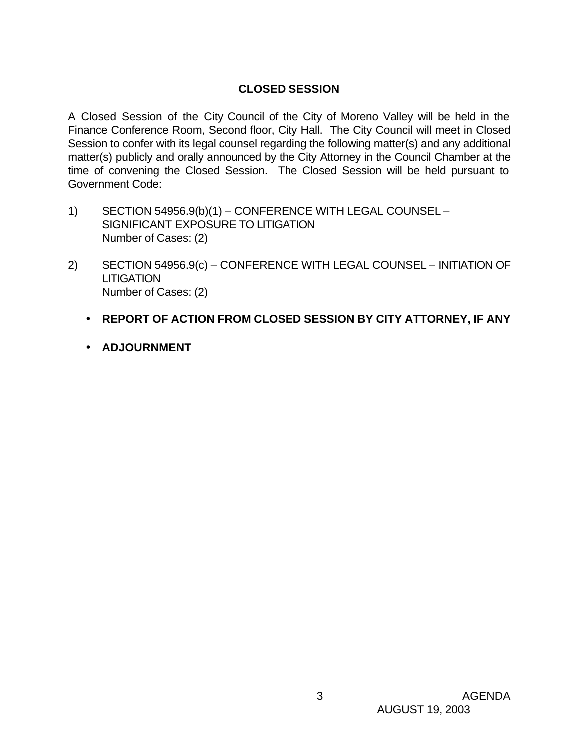## CLOSED SESSION

A Closed Session of the City Council of the City of Moreno Valley will be held in the Finance Conference Room, Second floor, City Hall. The City Council will meet in Closed Session to confer with its legal counsel regarding the following matter(s) and any additional matter(s) publicly and orally announced by the City Attorney in the Council Chamber at the time of convening the Closed Session. The Closed Session will be held pursuant to Government Code:

1) SECTION 54956.9(b)(1) – CONFERENCE WITH LEGAL COUNSEL – SIGNIFICANT EXPOSURE TO LITIGATION
   Number of Cases: (2)

2) SECTION 54956.9(c) – CONFERENCE WITH LEGAL COUNSEL – INITIATION OF LITIGATION
   Number of Cases: (2)

- **REPORT OF ACTION FROM CLOSED SESSION BY CITY ATTORNEY, IF ANY**

- **ADJOURNMENT**